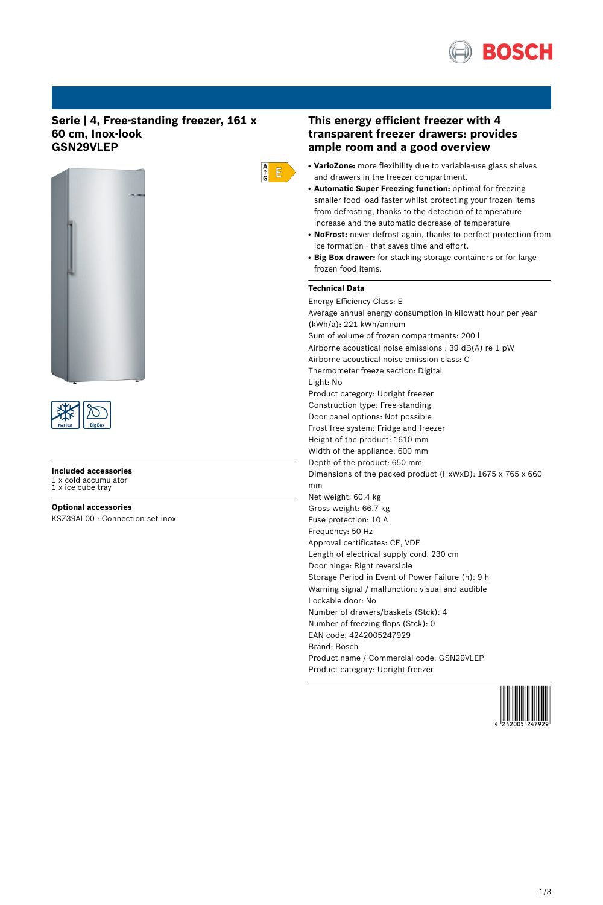## Serie | 4, Free-standing freezer, 161 x 60 cm, Inox-look
## GSN29VLEP

A ↑ G E

No Frost  Big Box

**Included accessories**
1 x cold accumulator
1 x ice cube tray

**Optional accessories**
KSZ39AL00 : Connection set inox

## This energy efficient freezer with 4 transparent freezer drawers: provides ample room and a good overview

- **VarioZone:** more flexibility due to variable-use glass shelves and drawers in the freezer compartment.
- **Automatic Super Freezing function:** optimal for freezing smaller food load faster whilst protecting your frozen items from defrosting, thanks to the detection of temperature increase and the automatic decrease of temperature
- **NoFrost:** never defrost again, thanks to perfect protection from ice formation - that saves time and effort.
- **Big Box drawer:** for stacking storage containers or for large frozen food items.

**Technical Data**

Energy Efficiency Class: E
Average annual energy consumption in kilowatt hour per year (kWh/a): 221 kWh/annum
Sum of volume of frozen compartments: 200 l
Airborne acoustical noise emissions : 39 dB(A) re 1 pW
Airborne acoustical noise emission class: C
Thermometer freeze section: Digital
Light: No
Product category: Upright freezer
Construction type: Free-standing
Door panel options: Not possible
Frost free system: Fridge and freezer
Height of the product: 1610 mm
Width of the appliance: 600 mm
Depth of the product: 650 mm
Dimensions of the packed product (HxWxD): 1675 x 765 x 660 mm
Net weight: 60.4 kg
Gross weight: 66.7 kg
Fuse protection: 10 A
Frequency: 50 Hz
Approval certificates: CE, VDE
Length of electrical supply cord: 230 cm
Door hinge: Right reversible
Storage Period in Event of Power Failure (h): 9 h
Warning signal / malfunction: visual and audible
Lockable door: No
Number of drawers/baskets (Stck): 4
Number of freezing flaps (Stck): 0
EAN code: 4242005247929
Brand: Bosch
Product name / Commercial code: GSN29VLEP
Product category: Upright freezer

4 242005 247929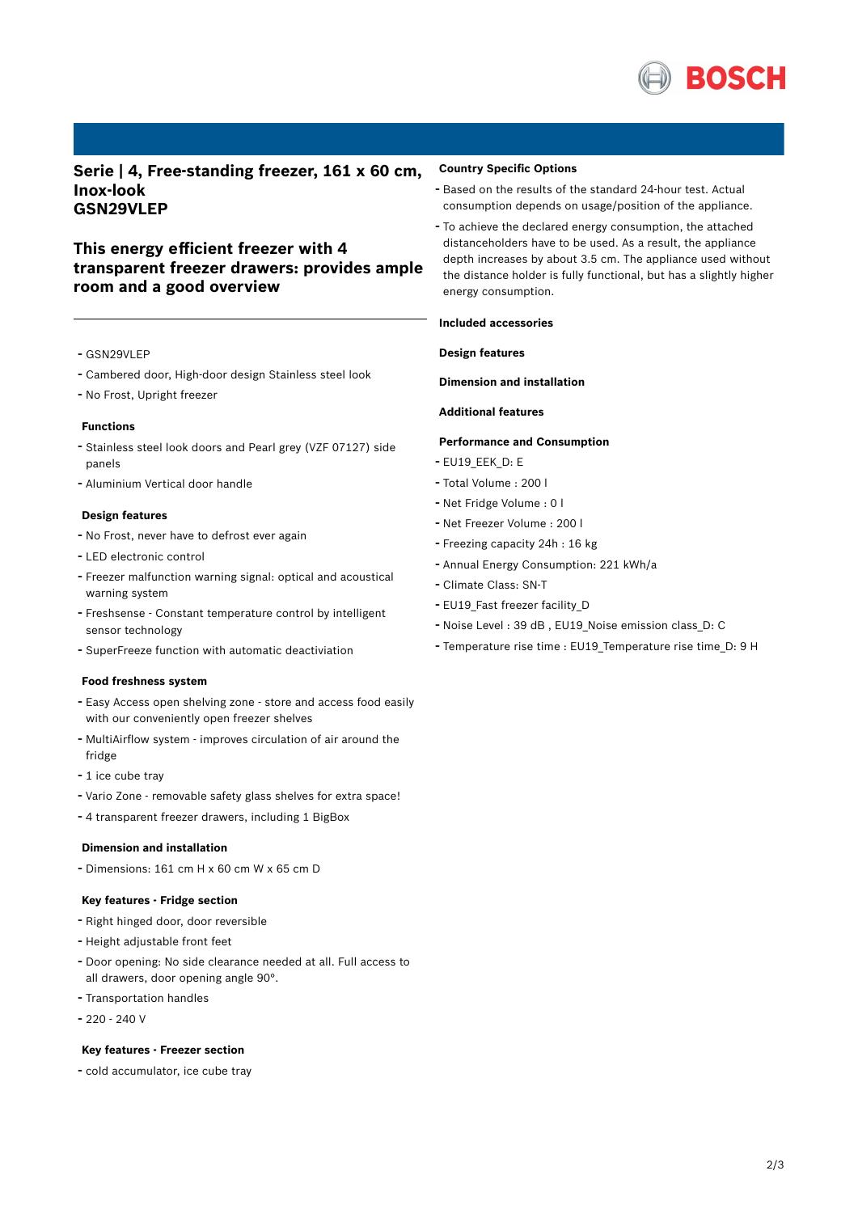## Serie | 4, Free-standing freezer, 161 x 60 cm, Inox-look
## GSN29VLEP

## This energy efficient freezer with 4 transparent freezer drawers: provides ample room and a good overview

- GSN29VLEP
- Cambered door, High-door design Stainless steel look
- No Frost, Upright freezer

### Functions

- Stainless steel look doors and Pearl grey (VZF 07127) side panels
- Aluminium Vertical door handle

### Design features

- No Frost, never have to defrost ever again
- LED electronic control
- Freezer malfunction warning signal: optical and acoustical warning system
- Freshsense - Constant temperature control by intelligent sensor technology
- SuperFreeze function with automatic deactiviation

### Food freshness system

- Easy Access open shelving zone - store and access food easily with our conveniently open freezer shelves
- MultiAirflow system - improves circulation of air around the fridge
- 1 ice cube tray
- Vario Zone - removable safety glass shelves for extra space!
- 4 transparent freezer drawers, including 1 BigBox

### Dimension and installation

- Dimensions: 161 cm H x 60 cm W x 65 cm D

### Key features - Fridge section

- Right hinged door, door reversible
- Height adjustable front feet
- Door opening: No side clearance needed at all. Full access to all drawers, door opening angle 90°.
- Transportation handles
- 220 - 240 V

### Key features - Freezer section

- cold accumulator, ice cube tray

### Country Specific Options

- Based on the results of the standard 24-hour test. Actual consumption depends on usage/position of the appliance.
- To achieve the declared energy consumption, the attached distanceholders have to be used. As a result, the appliance depth increases by about 3.5 cm. The appliance used without the distance holder is fully functional, but has a slightly higher energy consumption.

### Included accessories

### Design features

### Dimension and installation

### Additional features

### Performance and Consumption

- EU19_EEK_D: E
- Total Volume : 200 l
- Net Fridge Volume : 0 l
- Net Freezer Volume : 200 l
- Freezing capacity 24h : 16 kg
- Annual Energy Consumption: 221 kWh/a
- Climate Class: SN-T
- EU19_Fast freezer facility_D
- Noise Level : 39 dB , EU19_Noise emission class_D: C
- Temperature rise time : EU19_Temperature rise time_D: 9 H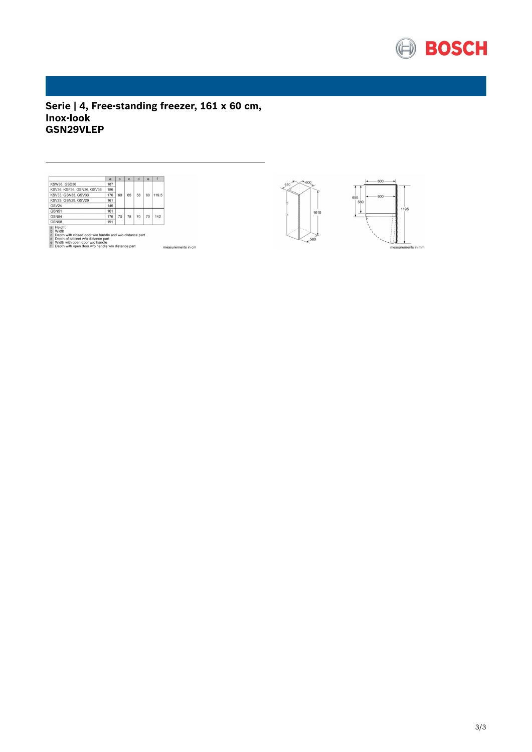# Serie | 4, Free-standing freezer, 161 x 60 cm, Inox-look
# GSN29VLEP

| | a | b | c | d | e | f |
|---|---|---|---|---|---|---|
| KSW36, GSD36 | 187 | | | | | |
| KSV36, KSF36, GSN36, GSV36 | 186 | | | | | |
| KSV33, GSN33, GSV33 | 176 | 60 | 65 | 58 | 60 | 119.5 |
| KSV29, GSN29, GSV29 | 161 | | | | | |
| GSV24 | 146 | | | | | |
| GSN51 | 161 | | | | | |
| GSN54 | 176 | 70 | 78 | 70 | 70 | 142 |
| GSN58 | 191 | | | | | |

a Height
b Width
c Depth with closed door w/o handle and w/o distance part
d Depth of cabinet w/o distance part
e Width with open door w/o handle
f Depth with open door w/o handle w/o distance part

measurements in cm

650
600
1610
580

600
650
580
600
1195

measurements in mm